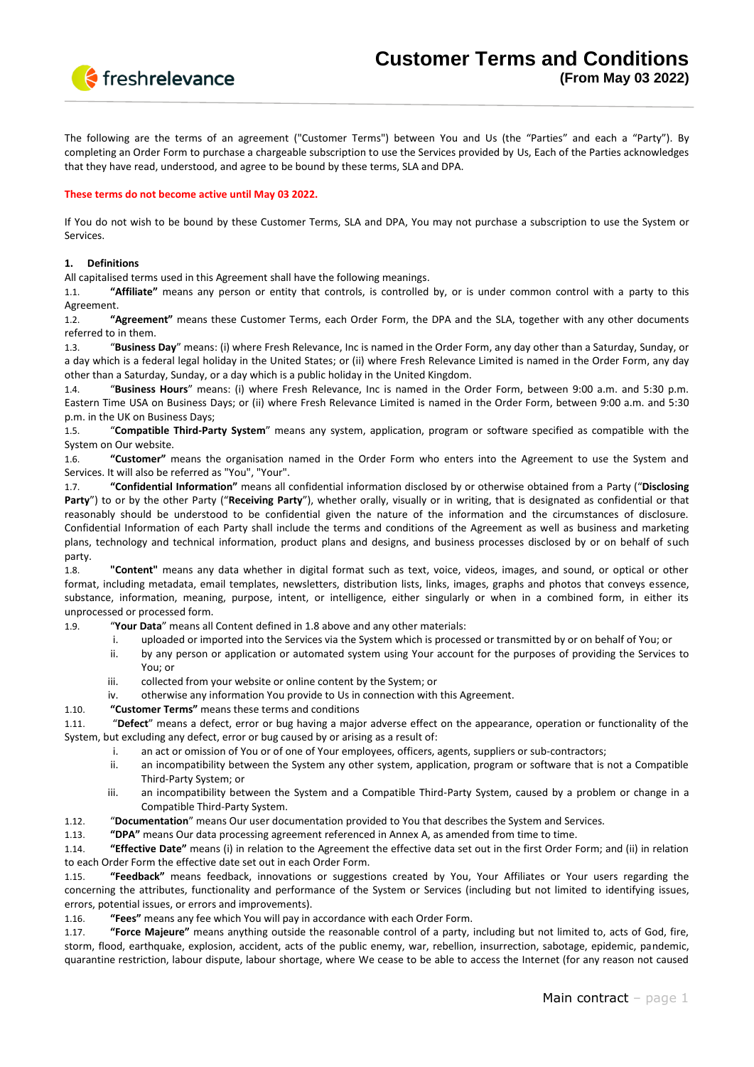# Customer Terms and Conditions

**(From May 03 2022)**

The following are the terms of an agreement ("Customer Terms") between You and Us (the "Parties" and each a "Party"). By completing an Order Form to purchase a chargeable subscription to use the Services provided by Us, Each of the Parties acknowledges that they have read, understood, and agree to be bound by these terms, SLA and DPA.

**These terms do not become active until May 03 2022.**

If You do not wish to be bound by these Customer Terms, SLA and DPA, You may not purchase a subscription to use the System or Services.

**1. Definitions**

All capitalised terms used in this Agreement shall have the following meanings.

1.1. **"Affiliate"** means any person or entity that controls, is controlled by, or is under common control with a party to this Agreement.

1.2. **"Agreement"** means these Customer Terms, each Order Form, the DPA and the SLA, together with any other documents referred to in them.

1.3. "**Business Day**" means: (i) where Fresh Relevance, Inc is named in the Order Form, any day other than a Saturday, Sunday, or a day which is a federal legal holiday in the United States; or (ii) where Fresh Relevance Limited is named in the Order Form, any day other than a Saturday, Sunday, or a day which is a public holiday in the United Kingdom.

1.4. "**Business Hours**" means: (i) where Fresh Relevance, Inc is named in the Order Form, between 9:00 a.m. and 5:30 p.m. Eastern Time USA on Business Days; or (ii) where Fresh Relevance Limited is named in the Order Form, between 9:00 a.m. and 5:30 p.m. in the UK on Business Days;

1.5. "**Compatible Third-Party System**" means any system, application, program or software specified as compatible with the System on Our website.

1.6. **"Customer"** means the organisation named in the Order Form who enters into the Agreement to use the System and Services. It will also be referred as "You", "Your".

1.7. **"Confidential Information"** means all confidential information disclosed by or otherwise obtained from a Party ("**Disclosing Party**") to or by the other Party ("**Receiving Party**"), whether orally, visually or in writing, that is designated as confidential or that reasonably should be understood to be confidential given the nature of the information and the circumstances of disclosure. Confidential Information of each Party shall include the terms and conditions of the Agreement as well as business and marketing plans, technology and technical information, product plans and designs, and business processes disclosed by or on behalf of such party.

1.8. **"Content"** means any data whether in digital format such as text, voice, videos, images, and sound, or optical or other format, including metadata, email templates, newsletters, distribution lists, links, images, graphs and photos that conveys essence, substance, information, meaning, purpose, intent, or intelligence, either singularly or when in a combined form, in either its unprocessed or processed form.

1.9. "**Your Data**" means all Content defined in 1.8 above and any other materials:

i. uploaded or imported into the Services via the System which is processed or transmitted by or on behalf of You; or
ii. by any person or application or automated system using Your account for the purposes of providing the Services to You; or
iii. collected from your website or online content by the System; or
iv. otherwise any information You provide to Us in connection with this Agreement.

1.10. **"Customer Terms"** means these terms and conditions

1.11. "**Defect**" means a defect, error or bug having a major adverse effect on the appearance, operation or functionality of the System, but excluding any defect, error or bug caused by or arising as a result of:

i. an act or omission of You or of one of Your employees, officers, agents, suppliers or sub-contractors;
ii. an incompatibility between the System any other system, application, program or software that is not a Compatible Third-Party System; or
iii. an incompatibility between the System and a Compatible Third-Party System, caused by a problem or change in a Compatible Third-Party System.

1.12. "**Documentation**" means Our user documentation provided to You that describes the System and Services.

1.13. **"DPA"** means Our data processing agreement referenced in Annex A, as amended from time to time.

1.14. **"Effective Date"** means (i) in relation to the Agreement the effective data set out in the first Order Form; and (ii) in relation to each Order Form the effective date set out in each Order Form.

1.15. **"Feedback"** means feedback, innovations or suggestions created by You, Your Affiliates or Your users regarding the concerning the attributes, functionality and performance of the System or Services (including but not limited to identifying issues, errors, potential issues, or errors and improvements).

1.16. **"Fees"** means any fee which You will pay in accordance with each Order Form.

1.17. **"Force Majeure"** means anything outside the reasonable control of a party, including but not limited to, acts of God, fire, storm, flood, earthquake, explosion, accident, acts of the public enemy, war, rebellion, insurrection, sabotage, epidemic, pandemic, quarantine restriction, labour dispute, labour shortage, where We cease to be able to access the Internet (for any reason not caused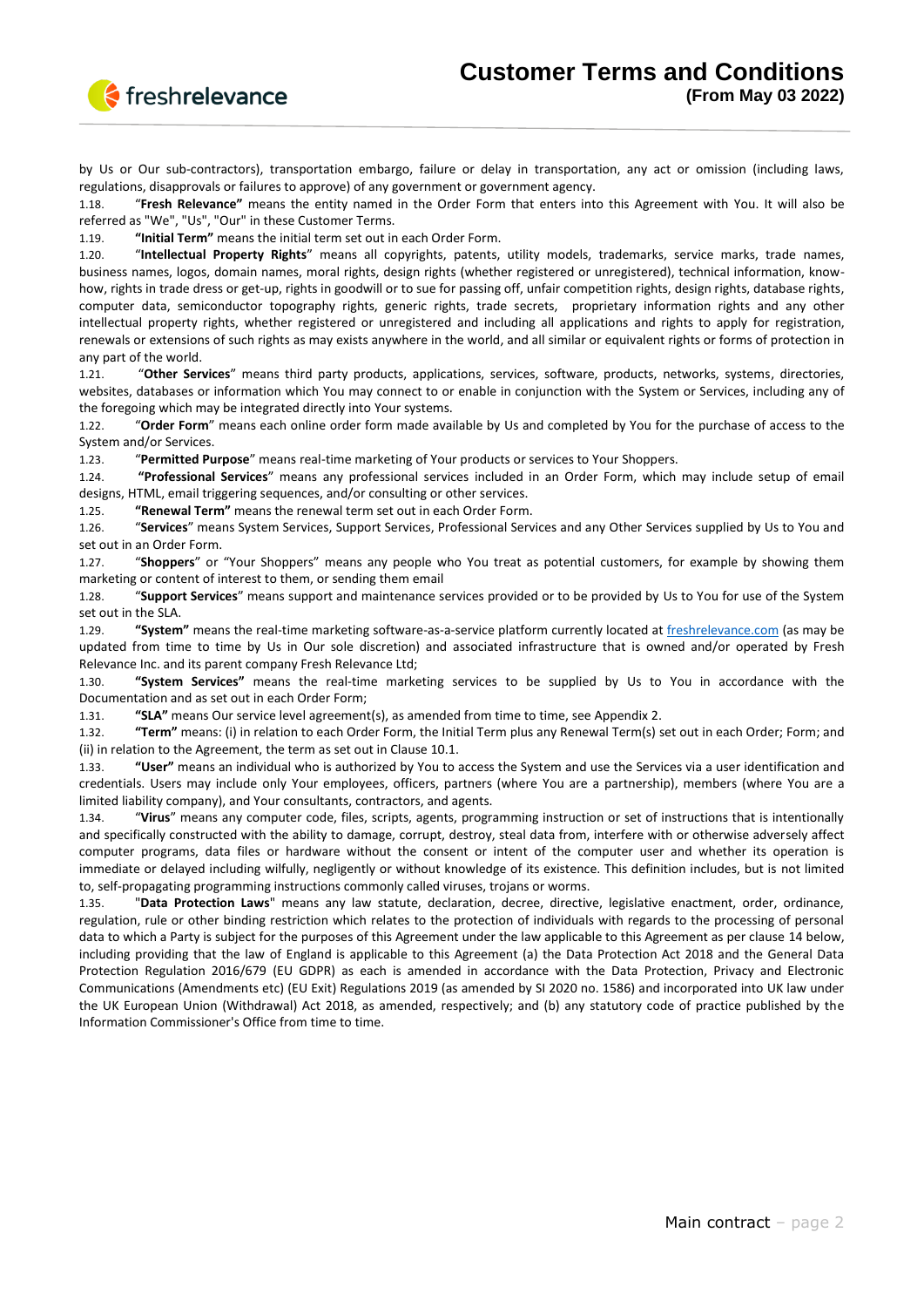by Us or Our sub-contractors), transportation embargo, failure or delay in transportation, any act or omission (including laws, regulations, disapprovals or failures to approve) of any government or government agency.

1.18. "**Fresh Relevance"** means the entity named in the Order Form that enters into this Agreement with You. It will also be referred as "We", "Us", "Our" in these Customer Terms.

1.19. **"Initial Term"** means the initial term set out in each Order Form.

1.20. "**Intellectual Property Rights**" means all copyrights, patents, utility models, trademarks, service marks, trade names, business names, logos, domain names, moral rights, design rights (whether registered or unregistered), technical information, know-how, rights in trade dress or get-up, rights in goodwill or to sue for passing off, unfair competition rights, design rights, database rights, computer data, semiconductor topography rights, generic rights, trade secrets, proprietary information rights and any other intellectual property rights, whether registered or unregistered and including all applications and rights to apply for registration, renewals or extensions of such rights as may exists anywhere in the world, and all similar or equivalent rights or forms of protection in any part of the world.

1.21. "**Other Services**" means third party products, applications, services, software, products, networks, systems, directories, websites, databases or information which You may connect to or enable in conjunction with the System or Services, including any of the foregoing which may be integrated directly into Your systems.

1.22. "**Order Form**" means each online order form made available by Us and completed by You for the purchase of access to the System and/or Services.

1.23. "**Permitted Purpose**" means real-time marketing of Your products or services to Your Shoppers.

1.24. **"Professional Services**" means any professional services included in an Order Form, which may include setup of email designs, HTML, email triggering sequences, and/or consulting or other services.

1.25. **"Renewal Term"** means the renewal term set out in each Order Form.

1.26. "**Services**" means System Services, Support Services, Professional Services and any Other Services supplied by Us to You and set out in an Order Form.

1.27. "**Shoppers**" or "Your Shoppers" means any people who You treat as potential customers, for example by showing them marketing or content of interest to them, or sending them email

1.28. "**Support Services**" means support and maintenance services provided or to be provided by Us to You for use of the System set out in the SLA.

1.29. **"System"** means the real-time marketing software-as-a-service platform currently located at freshrelevance.com (as may be updated from time to time by Us in Our sole discretion) and associated infrastructure that is owned and/or operated by Fresh Relevance Inc. and its parent company Fresh Relevance Ltd;

1.30. **"System Services"** means the real-time marketing services to be supplied by Us to You in accordance with the Documentation and as set out in each Order Form;

1.31. **"SLA"** means Our service level agreement(s), as amended from time to time, see Appendix 2.

1.32. **"Term"** means: (i) in relation to each Order Form, the Initial Term plus any Renewal Term(s) set out in each Order; Form; and (ii) in relation to the Agreement, the term as set out in Clause 10.1.

1.33. **"User"** means an individual who is authorized by You to access the System and use the Services via a user identification and credentials. Users may include only Your employees, officers, partners (where You are a partnership), members (where You are a limited liability company), and Your consultants, contractors, and agents.

1.34. "**Virus**" means any computer code, files, scripts, agents, programming instruction or set of instructions that is intentionally and specifically constructed with the ability to damage, corrupt, destroy, steal data from, interfere with or otherwise adversely affect computer programs, data files or hardware without the consent or intent of the computer user and whether its operation is immediate or delayed including wilfully, negligently or without knowledge of its existence. This definition includes, but is not limited to, self-propagating programming instructions commonly called viruses, trojans or worms.

1.35. "**Data Protection Laws**" means any law statute, declaration, decree, directive, legislative enactment, order, ordinance, regulation, rule or other binding restriction which relates to the protection of individuals with regards to the processing of personal data to which a Party is subject for the purposes of this Agreement under the law applicable to this Agreement as per clause 14 below, including providing that the law of England is applicable to this Agreement (a) the Data Protection Act 2018 and the General Data Protection Regulation 2016/679 (EU GDPR) as each is amended in accordance with the Data Protection, Privacy and Electronic Communications (Amendments etc) (EU Exit) Regulations 2019 (as amended by SI 2020 no. 1586) and incorporated into UK law under the UK European Union (Withdrawal) Act 2018, as amended, respectively; and (b) any statutory code of practice published by the Information Commissioner's Office from time to time.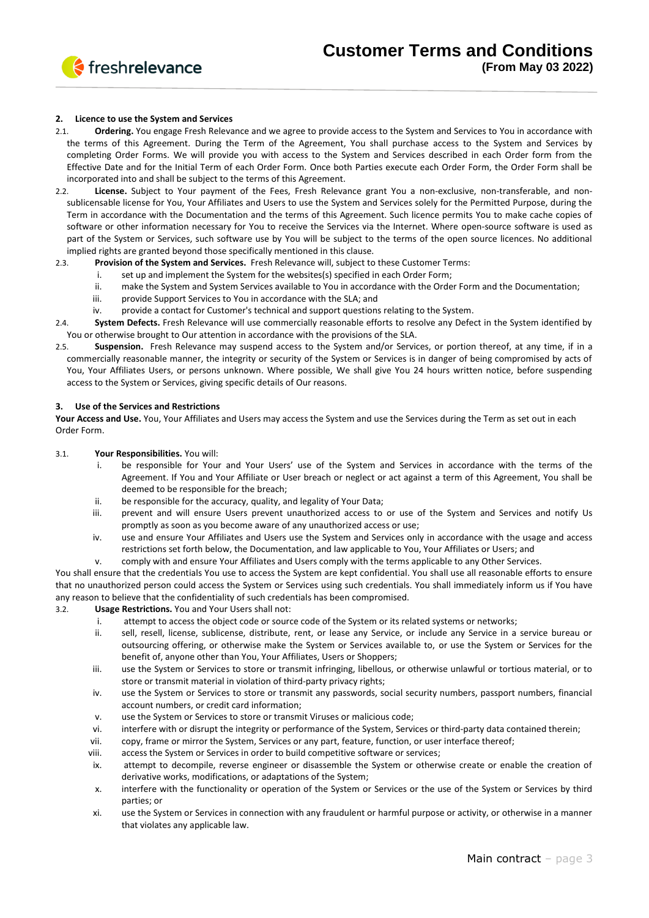## 2. Licence to use the System and Services

2.1. **Ordering.** You engage Fresh Relevance and we agree to provide access to the System and Services to You in accordance with the terms of this Agreement. During the Term of the Agreement, You shall purchase access to the System and Services by completing Order Forms. We will provide you with access to the System and Services described in each Order form from the Effective Date and for the Initial Term of each Order Form. Once both Parties execute each Order Form, the Order Form shall be incorporated into and shall be subject to the terms of this Agreement.

2.2. **License.** Subject to Your payment of the Fees, Fresh Relevance grant You a non-exclusive, non-transferable, and non-sublicensable license for You, Your Affiliates and Users to use the System and Services solely for the Permitted Purpose, during the Term in accordance with the Documentation and the terms of this Agreement. Such licence permits You to make cache copies of software or other information necessary for You to receive the Services via the Internet. Where open-source software is used as part of the System or Services, such software use by You will be subject to the terms of the open source licences. No additional implied rights are granted beyond those specifically mentioned in this clause.

2.3. **Provision of the System and Services.** Fresh Relevance will, subject to these Customer Terms:

i. set up and implement the System for the websites(s) specified in each Order Form;
ii. make the System and System Services available to You in accordance with the Order Form and the Documentation;
iii. provide Support Services to You in accordance with the SLA; and
iv. provide a contact for Customer's technical and support questions relating to the System.

2.4. **System Defects.** Fresh Relevance will use commercially reasonable efforts to resolve any Defect in the System identified by You or otherwise brought to Our attention in accordance with the provisions of the SLA.

2.5. **Suspension.** Fresh Relevance may suspend access to the System and/or Services, or portion thereof, at any time, if in a commercially reasonable manner, the integrity or security of the System or Services is in danger of being compromised by acts of You, Your Affiliates Users, or persons unknown. Where possible, We shall give You 24 hours written notice, before suspending access to the System or Services, giving specific details of Our reasons.

## 3. Use of the Services and Restrictions

**Your Access and Use.** You, Your Affiliates and Users may access the System and use the Services during the Term as set out in each Order Form.

3.1. **Your Responsibilities.** You will:

i. be responsible for Your and Your Users' use of the System and Services in accordance with the terms of the Agreement. If You and Your Affiliate or User breach or neglect or act against a term of this Agreement, You shall be deemed to be responsible for the breach;
ii. be responsible for the accuracy, quality, and legality of Your Data;
iii. prevent and will ensure Users prevent unauthorized access to or use of the System and Services and notify Us promptly as soon as you become aware of any unauthorized access or use;
iv. use and ensure Your Affiliates and Users use the System and Services only in accordance with the usage and access restrictions set forth below, the Documentation, and law applicable to You, Your Affiliates or Users; and
v. comply with and ensure Your Affiliates and Users comply with the terms applicable to any Other Services.

You shall ensure that the credentials You use to access the System are kept confidential. You shall use all reasonable efforts to ensure that no unauthorized person could access the System or Services using such credentials. You shall immediately inform us if You have any reason to believe that the confidentiality of such credentials has been compromised.

3.2. **Usage Restrictions.** You and Your Users shall not:

i. attempt to access the object code or source code of the System or its related systems or networks;
ii. sell, resell, license, sublicense, distribute, rent, or lease any Service, or include any Service in a service bureau or outsourcing offering, or otherwise make the System or Services available to, or use the System or Services for the benefit of, anyone other than You, Your Affiliates, Users or Shoppers;
iii. use the System or Services to store or transmit infringing, libellous, or otherwise unlawful or tortious material, or to store or transmit material in violation of third-party privacy rights;
iv. use the System or Services to store or transmit any passwords, social security numbers, passport numbers, financial account numbers, or credit card information;
v. use the System or Services to store or transmit Viruses or malicious code;
vi. interfere with or disrupt the integrity or performance of the System, Services or third-party data contained therein;
vii. copy, frame or mirror the System, Services or any part, feature, function, or user interface thereof;
viii. access the System or Services in order to build competitive software or services;
ix. attempt to decompile, reverse engineer or disassemble the System or otherwise create or enable the creation of derivative works, modifications, or adaptations of the System;
x. interfere with the functionality or operation of the System or Services or the use of the System or Services by third parties; or
xi. use the System or Services in connection with any fraudulent or harmful purpose or activity, or otherwise in a manner that violates any applicable law.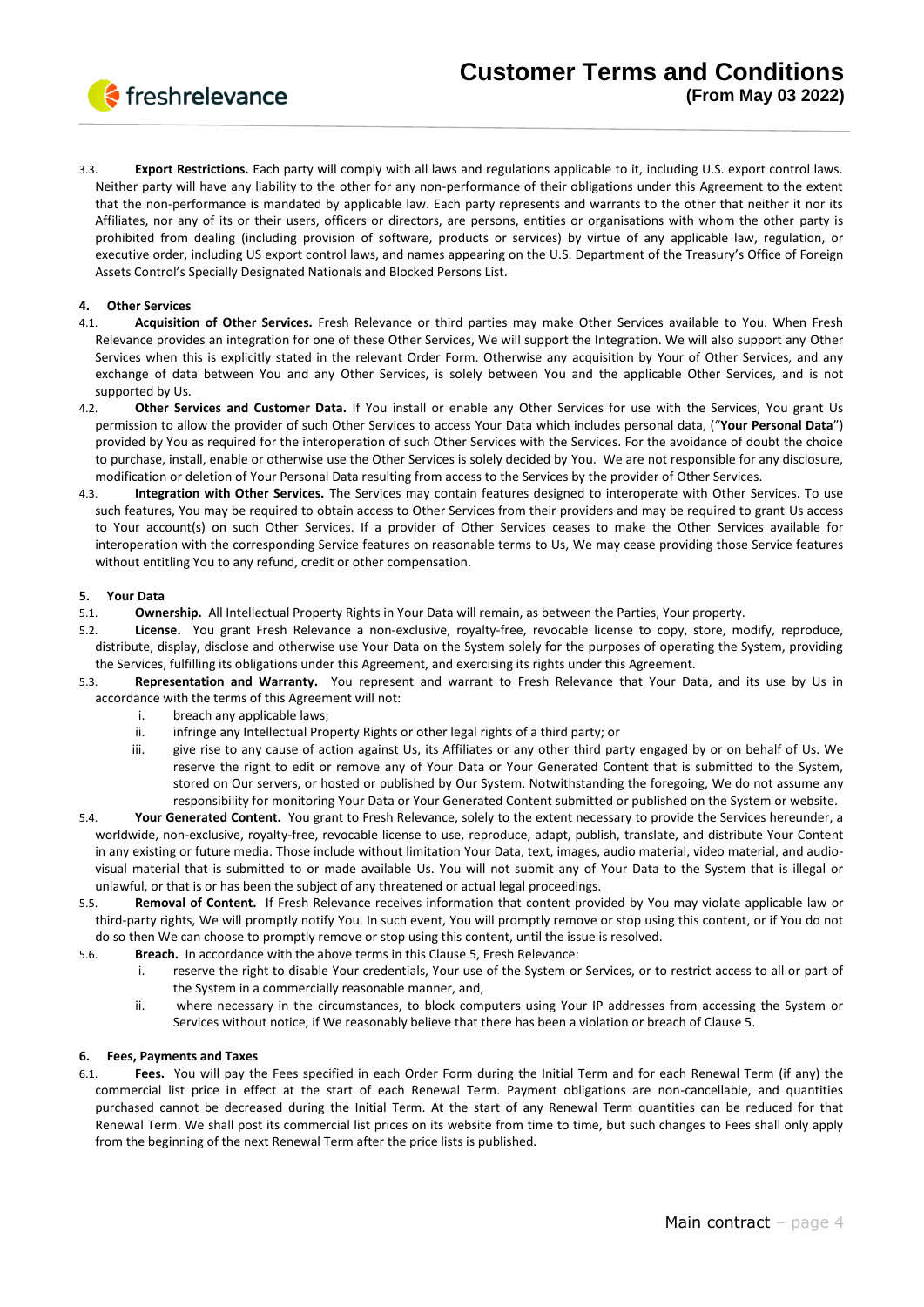3.3. **Export Restrictions.** Each party will comply with all laws and regulations applicable to it, including U.S. export control laws. Neither party will have any liability to the other for any non-performance of their obligations under this Agreement to the extent that the non-performance is mandated by applicable law. Each party represents and warrants to the other that neither it nor its Affiliates, nor any of its or their users, officers or directors, are persons, entities or organisations with whom the other party is prohibited from dealing (including provision of software, products or services) by virtue of any applicable law, regulation, or executive order, including US export control laws, and names appearing on the U.S. Department of the Treasury's Office of Foreign Assets Control's Specially Designated Nationals and Blocked Persons List.

## 4. Other Services

4.1. **Acquisition of Other Services.** Fresh Relevance or third parties may make Other Services available to You. When Fresh Relevance provides an integration for one of these Other Services, We will support the Integration. We will also support any Other Services when this is explicitly stated in the relevant Order Form. Otherwise any acquisition by Your of Other Services, and any exchange of data between You and any Other Services, is solely between You and the applicable Other Services, and is not supported by Us.

4.2. **Other Services and Customer Data.** If You install or enable any Other Services for use with the Services, You grant Us permission to allow the provider of such Other Services to access Your Data which includes personal data, ("**Your Personal Data**") provided by You as required for the interoperation of such Other Services with the Services. For the avoidance of doubt the choice to purchase, install, enable or otherwise use the Other Services is solely decided by You. We are not responsible for any disclosure, modification or deletion of Your Personal Data resulting from access to the Services by the provider of Other Services.

4.3. **Integration with Other Services.** The Services may contain features designed to interoperate with Other Services. To use such features, You may be required to obtain access to Other Services from their providers and may be required to grant Us access to Your account(s) on such Other Services. If a provider of Other Services ceases to make the Other Services available for interoperation with the corresponding Service features on reasonable terms to Us, We may cease providing those Service features without entitling You to any refund, credit or other compensation.

## 5. Your Data

5.1. **Ownership.** All Intellectual Property Rights in Your Data will remain, as between the Parties, Your property.

5.2. **License.** You grant Fresh Relevance a non-exclusive, royalty-free, revocable license to copy, store, modify, reproduce, distribute, display, disclose and otherwise use Your Data on the System solely for the purposes of operating the System, providing the Services, fulfilling its obligations under this Agreement, and exercising its rights under this Agreement.

5.3. **Representation and Warranty.** You represent and warrant to Fresh Relevance that Your Data, and its use by Us in accordance with the terms of this Agreement will not:

   i. breach any applicable laws;
   ii. infringe any Intellectual Property Rights or other legal rights of a third party; or
   iii. give rise to any cause of action against Us, its Affiliates or any other third party engaged by or on behalf of Us. We reserve the right to edit or remove any of Your Data or Your Generated Content that is submitted to the System, stored on Our servers, or hosted or published by Our System. Notwithstanding the foregoing, We do not assume any responsibility for monitoring Your Data or Your Generated Content submitted or published on the System or website.

5.4. **Your Generated Content.** You grant to Fresh Relevance, solely to the extent necessary to provide the Services hereunder, a worldwide, non-exclusive, royalty-free, revocable license to use, reproduce, adapt, publish, translate, and distribute Your Content in any existing or future media. Those include without limitation Your Data, text, images, audio material, video material, and audio-visual material that is submitted to or made available Us. You will not submit any of Your Data to the System that is illegal or unlawful, or that is or has been the subject of any threatened or actual legal proceedings.

5.5. **Removal of Content.** If Fresh Relevance receives information that content provided by You may violate applicable law or third-party rights, We will promptly notify You. In such event, You will promptly remove or stop using this content, or if You do not do so then We can choose to promptly remove or stop using this content, until the issue is resolved.

5.6. **Breach.** In accordance with the above terms in this Clause 5, Fresh Relevance:

   i. reserve the right to disable Your credentials, Your use of the System or Services, or to restrict access to all or part of the System in a commercially reasonable manner, and,
   ii. where necessary in the circumstances, to block computers using Your IP addresses from accessing the System or Services without notice, if We reasonably believe that there has been a violation or breach of Clause 5.

## 6. Fees, Payments and Taxes

6.1. **Fees.** You will pay the Fees specified in each Order Form during the Initial Term and for each Renewal Term (if any) the commercial list price in effect at the start of each Renewal Term. Payment obligations are non-cancellable, and quantities purchased cannot be decreased during the Initial Term. At the start of any Renewal Term quantities can be reduced for that Renewal Term. We shall post its commercial list prices on its website from time to time, but such changes to Fees shall only apply from the beginning of the next Renewal Term after the price lists is published.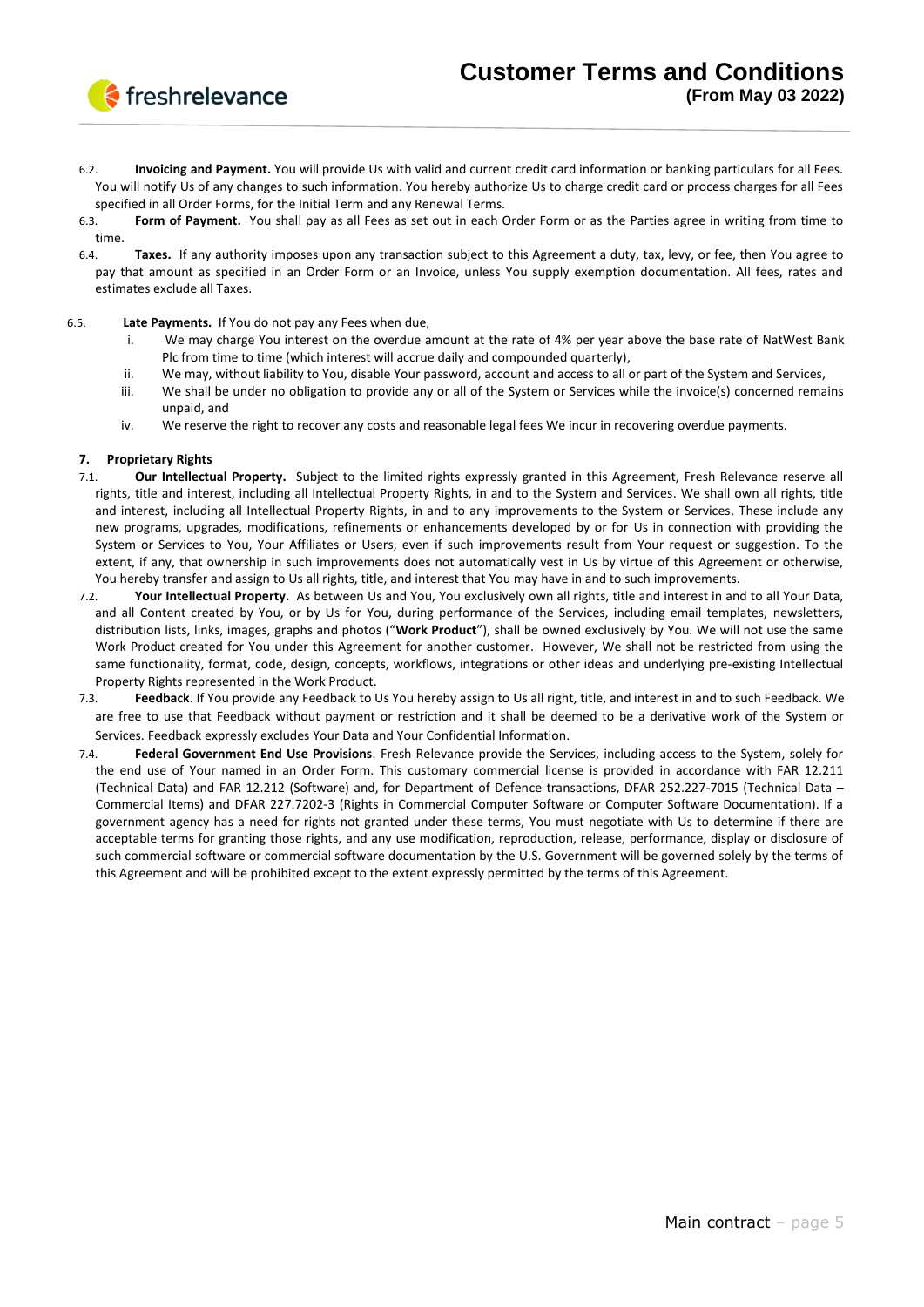6.2. **Invoicing and Payment.** You will provide Us with valid and current credit card information or banking particulars for all Fees. You will notify Us of any changes to such information. You hereby authorize Us to charge credit card or process charges for all Fees specified in all Order Forms, for the Initial Term and any Renewal Terms.

6.3. **Form of Payment.** You shall pay as all Fees as set out in each Order Form or as the Parties agree in writing from time to time.

6.4. **Taxes.** If any authority imposes upon any transaction subject to this Agreement a duty, tax, levy, or fee, then You agree to pay that amount as specified in an Order Form or an Invoice, unless You supply exemption documentation. All fees, rates and estimates exclude all Taxes.

6.5. **Late Payments.** If You do not pay any Fees when due,

i. We may charge You interest on the overdue amount at the rate of 4% per year above the base rate of NatWest Bank Plc from time to time (which interest will accrue daily and compounded quarterly),

ii. We may, without liability to You, disable Your password, account and access to all or part of the System and Services,

iii. We shall be under no obligation to provide any or all of the System or Services while the invoice(s) concerned remains unpaid, and

iv. We reserve the right to recover any costs and reasonable legal fees We incur in recovering overdue payments.

### 7. Proprietary Rights

7.1. **Our Intellectual Property.** Subject to the limited rights expressly granted in this Agreement, Fresh Relevance reserve all rights, title and interest, including all Intellectual Property Rights, in and to the System and Services. We shall own all rights, title and interest, including all Intellectual Property Rights, in and to any improvements to the System or Services. These include any new programs, upgrades, modifications, refinements or enhancements developed by or for Us in connection with providing the System or Services to You, Your Affiliates or Users, even if such improvements result from Your request or suggestion. To the extent, if any, that ownership in such improvements does not automatically vest in Us by virtue of this Agreement or otherwise, You hereby transfer and assign to Us all rights, title, and interest that You may have in and to such improvements.

7.2. **Your Intellectual Property.** As between Us and You, You exclusively own all rights, title and interest in and to all Your Data, and all Content created by You, or by Us for You, during performance of the Services, including email templates, newsletters, distribution lists, links, images, graphs and photos ("**Work Product**"), shall be owned exclusively by You. We will not use the same Work Product created for You under this Agreement for another customer. However, We shall not be restricted from using the same functionality, format, code, design, concepts, workflows, integrations or other ideas and underlying pre-existing Intellectual Property Rights represented in the Work Product.

7.3. **Feedback**. If You provide any Feedback to Us You hereby assign to Us all right, title, and interest in and to such Feedback. We are free to use that Feedback without payment or restriction and it shall be deemed to be a derivative work of the System or Services. Feedback expressly excludes Your Data and Your Confidential Information.

7.4. **Federal Government End Use Provisions**. Fresh Relevance provide the Services, including access to the System, solely for the end use of Your named in an Order Form. This customary commercial license is provided in accordance with FAR 12.211 (Technical Data) and FAR 12.212 (Software) and, for Department of Defence transactions, DFAR 252.227-7015 (Technical Data – Commercial Items) and DFAR 227.7202-3 (Rights in Commercial Computer Software or Computer Software Documentation). If a government agency has a need for rights not granted under these terms, You must negotiate with Us to determine if there are acceptable terms for granting those rights, and any use modification, reproduction, release, performance, display or disclosure of such commercial software or commercial software documentation by the U.S. Government will be governed solely by the terms of this Agreement and will be prohibited except to the extent expressly permitted by the terms of this Agreement.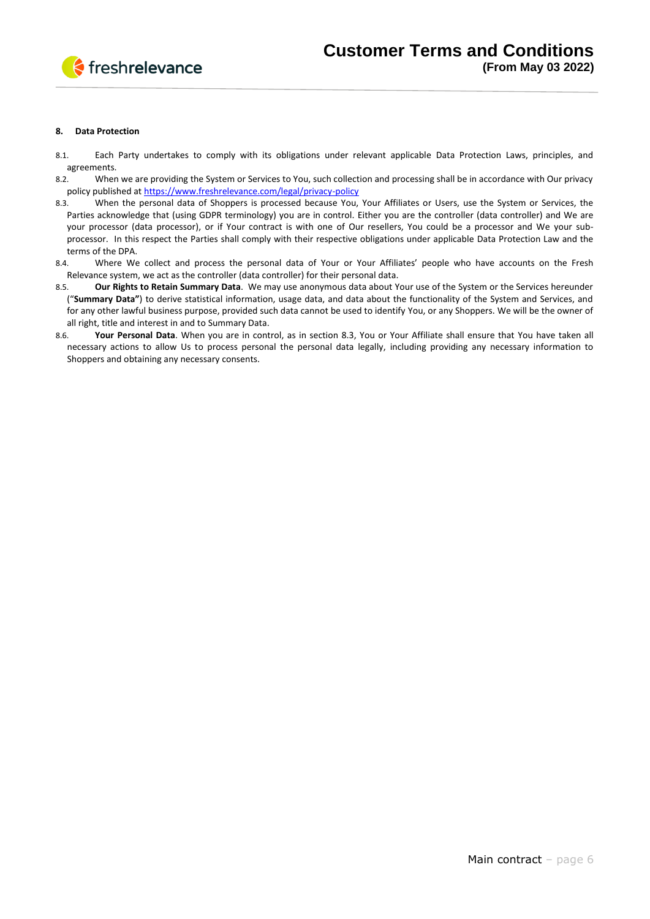## 8. Data Protection

8.1. Each Party undertakes to comply with its obligations under relevant applicable Data Protection Laws, principles, and agreements.

8.2. When we are providing the System or Services to You, such collection and processing shall be in accordance with Our privacy policy published at [https://www.freshrelevance.com/legal/privacy-policy](https://www.freshrelevance.com/legal/privacy-policy)

8.3. When the personal data of Shoppers is processed because You, Your Affiliates or Users, use the System or Services, the Parties acknowledge that (using GDPR terminology) you are in control. Either you are the controller (data controller) and We are your processor (data processor), or if Your contract is with one of Our resellers, You could be a processor and We your sub-processor. In this respect the Parties shall comply with their respective obligations under applicable Data Protection Law and the terms of the DPA.

8.4. Where We collect and process the personal data of Your or Your Affiliates' people who have accounts on the Fresh Relevance system, we act as the controller (data controller) for their personal data.

8.5. **Our Rights to Retain Summary Data**. We may use anonymous data about Your use of the System or the Services hereunder ("**Summary Data"**) to derive statistical information, usage data, and data about the functionality of the System and Services, and for any other lawful business purpose, provided such data cannot be used to identify You, or any Shoppers. We will be the owner of all right, title and interest in and to Summary Data.

8.6. **Your Personal Data**. When you are in control, as in section 8.3, You or Your Affiliate shall ensure that You have taken all necessary actions to allow Us to process personal the personal data legally, including providing any necessary information to Shoppers and obtaining any necessary consents.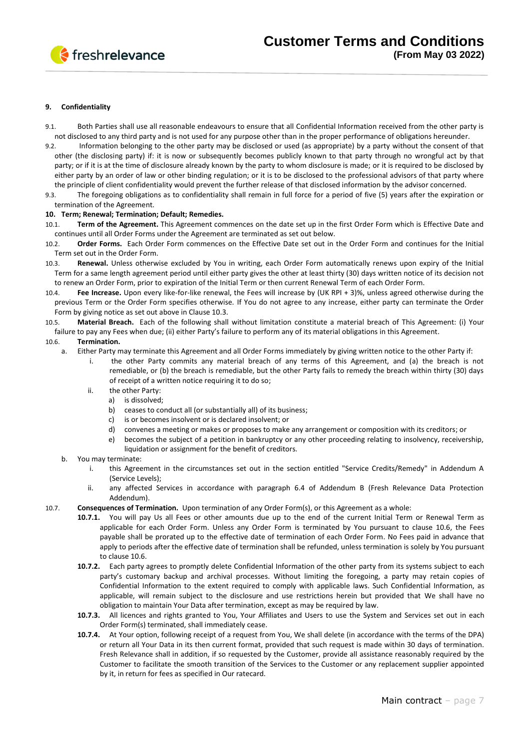### 9. Confidentiality

9.1. Both Parties shall use all reasonable endeavours to ensure that all Confidential Information received from the other party is not disclosed to any third party and is not used for any purpose other than in the proper performance of obligations hereunder.

9.2. Information belonging to the other party may be disclosed or used (as appropriate) by a party without the consent of that other (the disclosing party) if: it is now or subsequently becomes publicly known to that party through no wrongful act by that party; or if it is at the time of disclosure already known by the party to whom disclosure is made; or it is required to be disclosed by either party by an order of law or other binding regulation; or it is to be disclosed to the professional advisors of that party where the principle of client confidentiality would prevent the further release of that disclosed information by the advisor concerned.

9.3. The foregoing obligations as to confidentiality shall remain in full force for a period of five (5) years after the expiration or termination of the Agreement.

### 10. Term; Renewal; Termination; Default; Remedies.

10.1. **Term of the Agreement.** This Agreement commences on the date set up in the first Order Form which is Effective Date and continues until all Order Forms under the Agreement are terminated as set out below.

10.2. **Order Forms.** Each Order Form commences on the Effective Date set out in the Order Form and continues for the Initial Term set out in the Order Form.

10.3. **Renewal.** Unless otherwise excluded by You in writing, each Order Form automatically renews upon expiry of the Initial Term for a same length agreement period until either party gives the other at least thirty (30) days written notice of its decision not to renew an Order Form, prior to expiration of the Initial Term or then current Renewal Term of each Order Form.

10.4. **Fee Increase.** Upon every like-for-like renewal, the Fees will increase by (UK RPI + 3)%, unless agreed otherwise during the previous Term or the Order Form specifies otherwise. If You do not agree to any increase, either party can terminate the Order Form by giving notice as set out above in Clause 10.3.

10.5. **Material Breach.** Each of the following shall without limitation constitute a material breach of This Agreement: (i) Your failure to pay any Fees when due; (ii) either Party's failure to perform any of its material obligations in this Agreement.

10.6. **Termination.**

a. Either Party may terminate this Agreement and all Order Forms immediately by giving written notice to the other Party if:
   i. the other Party commits any material breach of any terms of this Agreement, and (a) the breach is not remediable, or (b) the breach is remediable, but the other Party fails to remedy the breach within thirty (30) days of receipt of a written notice requiring it to do so;
   ii. the other Party:
      a) is dissolved;
      b) ceases to conduct all (or substantially all) of its business;
      c) is or becomes insolvent or is declared insolvent; or
      d) convenes a meeting or makes or proposes to make any arrangement or composition with its creditors; or
      e) becomes the subject of a petition in bankruptcy or any other proceeding relating to insolvency, receivership, liquidation or assignment for the benefit of creditors.

b. You may terminate:
   i. this Agreement in the circumstances set out in the section entitled "Service Credits/Remedy" in Addendum A (Service Levels);
   ii. any affected Services in accordance with paragraph 6.4 of Addendum B (Fresh Relevance Data Protection Addendum).

10.7. **Consequences of Termination.** Upon termination of any Order Form(s), or this Agreement as a whole:

**10.7.1.** You will pay Us all Fees or other amounts due up to the end of the current Initial Term or Renewal Term as applicable for each Order Form. Unless any Order Form is terminated by You pursuant to clause 10.6, the Fees payable shall be prorated up to the effective date of termination of each Order Form. No Fees paid in advance that apply to periods after the effective date of termination shall be refunded, unless termination is solely by You pursuant to clause 10.6.

**10.7.2.** Each party agrees to promptly delete Confidential Information of the other party from its systems subject to each party's customary backup and archival processes. Without limiting the foregoing, a party may retain copies of Confidential Information to the extent required to comply with applicable laws. Such Confidential Information, as applicable, will remain subject to the disclosure and use restrictions herein but provided that We shall have no obligation to maintain Your Data after termination, except as may be required by law.

**10.7.3.** All licences and rights granted to You, Your Affiliates and Users to use the System and Services set out in each Order Form(s) terminated, shall immediately cease.

**10.7.4.** At Your option, following receipt of a request from You, We shall delete (in accordance with the terms of the DPA) or return all Your Data in its then current format, provided that such request is made within 30 days of termination. Fresh Relevance shall in addition, if so requested by the Customer, provide all assistance reasonably required by the Customer to facilitate the smooth transition of the Services to the Customer or any replacement supplier appointed by it, in return for fees as specified in Our ratecard.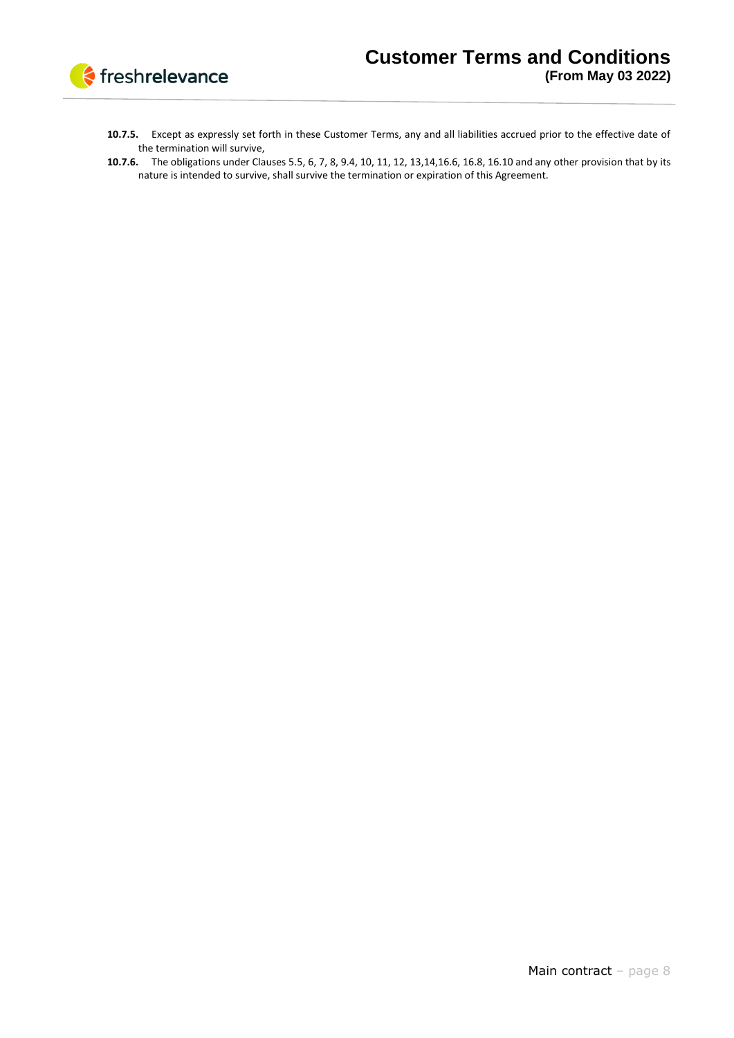**10.7.5.** Except as expressly set forth in these Customer Terms, any and all liabilities accrued prior to the effective date of the termination will survive,

**10.7.6.** The obligations under Clauses 5.5, 6, 7, 8, 9.4, 10, 11, 12, 13,14,16.6, 16.8, 16.10 and any other provision that by its nature is intended to survive, shall survive the termination or expiration of this Agreement.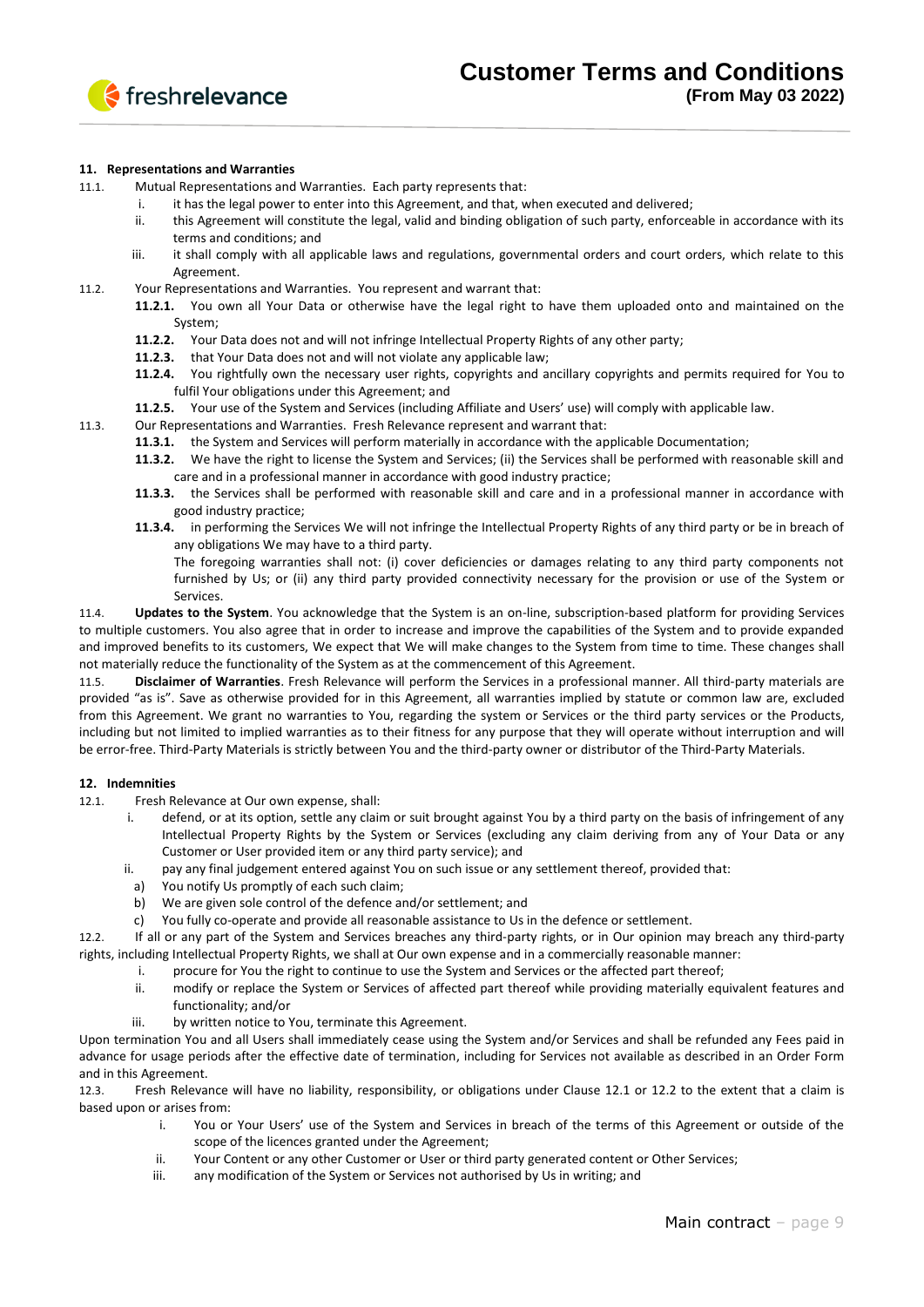## 11. Representations and Warranties

11.1. Mutual Representations and Warranties. Each party represents that:

i. it has the legal power to enter into this Agreement, and that, when executed and delivered;

ii. this Agreement will constitute the legal, valid and binding obligation of such party, enforceable in accordance with its terms and conditions; and

iii. it shall comply with all applicable laws and regulations, governmental orders and court orders, which relate to this Agreement.

11.2. Your Representations and Warranties. You represent and warrant that:

**11.2.1.** You own all Your Data or otherwise have the legal right to have them uploaded onto and maintained on the System;

**11.2.2.** Your Data does not and will not infringe Intellectual Property Rights of any other party;

**11.2.3.** that Your Data does not and will not violate any applicable law;

**11.2.4.** You rightfully own the necessary user rights, copyrights and ancillary copyrights and permits required for You to fulfil Your obligations under this Agreement; and

**11.2.5.** Your use of the System and Services (including Affiliate and Users' use) will comply with applicable law.

11.3. Our Representations and Warranties. Fresh Relevance represent and warrant that:

**11.3.1.** the System and Services will perform materially in accordance with the applicable Documentation;

**11.3.2.** We have the right to license the System and Services; (ii) the Services shall be performed with reasonable skill and care and in a professional manner in accordance with good industry practice;

**11.3.3.** the Services shall be performed with reasonable skill and care and in a professional manner in accordance with good industry practice;

**11.3.4.** in performing the Services We will not infringe the Intellectual Property Rights of any third party or be in breach of any obligations We may have to a third party.

The foregoing warranties shall not: (i) cover deficiencies or damages relating to any third party components not furnished by Us; or (ii) any third party provided connectivity necessary for the provision or use of the System or Services.

11.4. **Updates to the System**. You acknowledge that the System is an on-line, subscription-based platform for providing Services to multiple customers. You also agree that in order to increase and improve the capabilities of the System and to provide expanded and improved benefits to its customers, We expect that We will make changes to the System from time to time. These changes shall not materially reduce the functionality of the System as at the commencement of this Agreement.

11.5. **Disclaimer of Warranties**. Fresh Relevance will perform the Services in a professional manner. All third-party materials are provided "as is". Save as otherwise provided for in this Agreement, all warranties implied by statute or common law are, excluded from this Agreement. We grant no warranties to You, regarding the system or Services or the third party services or the Products, including but not limited to implied warranties as to their fitness for any purpose that they will operate without interruption and will be error-free. Third-Party Materials is strictly between You and the third-party owner or distributor of the Third-Party Materials.

## 12. Indemnities

12.1. Fresh Relevance at Our own expense, shall:

i. defend, or at its option, settle any claim or suit brought against You by a third party on the basis of infringement of any Intellectual Property Rights by the System or Services (excluding any claim deriving from any of Your Data or any Customer or User provided item or any third party service); and

ii. pay any final judgement entered against You on such issue or any settlement thereof, provided that:

a) You notify Us promptly of each such claim;

b) We are given sole control of the defence and/or settlement; and

c) You fully co-operate and provide all reasonable assistance to Us in the defence or settlement.

12.2. If all or any part of the System and Services breaches any third-party rights, or in Our opinion may breach any third-party rights, including Intellectual Property Rights, we shall at Our own expense and in a commercially reasonable manner:

i. procure for You the right to continue to use the System and Services or the affected part thereof;

ii. modify or replace the System or Services of affected part thereof while providing materially equivalent features and functionality; and/or

iii. by written notice to You, terminate this Agreement.

Upon termination You and all Users shall immediately cease using the System and/or Services and shall be refunded any Fees paid in advance for usage periods after the effective date of termination, including for Services not available as described in an Order Form and in this Agreement.

12.3. Fresh Relevance will have no liability, responsibility, or obligations under Clause 12.1 or 12.2 to the extent that a claim is based upon or arises from:

i. You or Your Users' use of the System and Services in breach of the terms of this Agreement or outside of the scope of the licences granted under the Agreement;

ii. Your Content or any other Customer or User or third party generated content or Other Services;

iii. any modification of the System or Services not authorised by Us in writing; and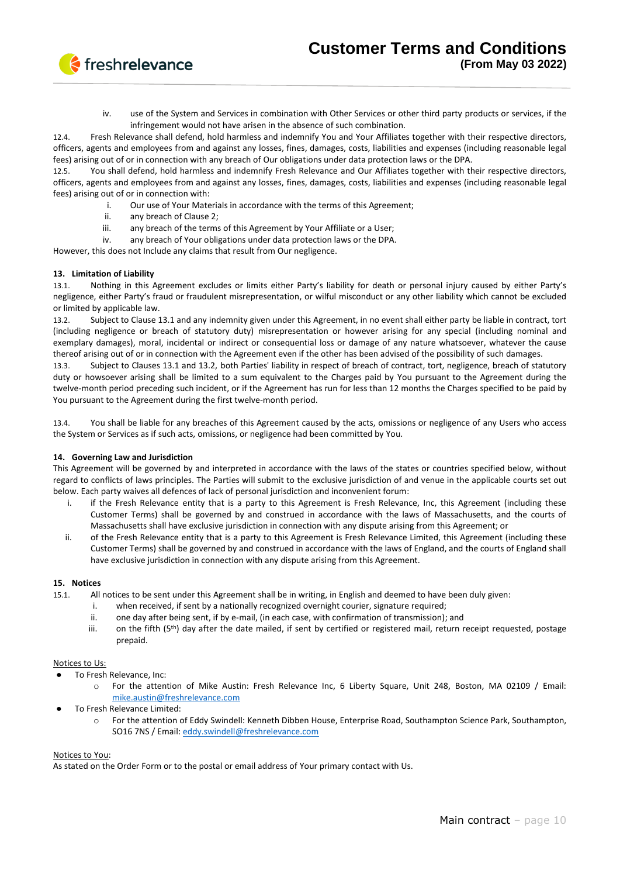iv. use of the System and Services in combination with Other Services or other third party products or services, if the infringement would not have arisen in the absence of such combination.

12.4. Fresh Relevance shall defend, hold harmless and indemnify You and Your Affiliates together with their respective directors, officers, agents and employees from and against any losses, fines, damages, costs, liabilities and expenses (including reasonable legal fees) arising out of or in connection with any breach of Our obligations under data protection laws or the DPA.

12.5. You shall defend, hold harmless and indemnify Fresh Relevance and Our Affiliates together with their respective directors, officers, agents and employees from and against any losses, fines, damages, costs, liabilities and expenses (including reasonable legal fees) arising out of or in connection with:

i. Our use of Your Materials in accordance with the terms of this Agreement;
ii. any breach of Clause 2;
iii. any breach of the terms of this Agreement by Your Affiliate or a User;
iv. any breach of Your obligations under data protection laws or the DPA.

However, this does not Include any claims that result from Our negligence.

**13. Limitation of Liability**

13.1. Nothing in this Agreement excludes or limits either Party's liability for death or personal injury caused by either Party's negligence, either Party's fraud or fraudulent misrepresentation, or wilful misconduct or any other liability which cannot be excluded or limited by applicable law.

13.2. Subject to Clause 13.1 and any indemnity given under this Agreement, in no event shall either party be liable in contract, tort (including negligence or breach of statutory duty) misrepresentation or however arising for any special (including nominal and exemplary damages), moral, incidental or indirect or consequential loss or damage of any nature whatsoever, whatever the cause thereof arising out of or in connection with the Agreement even if the other has been advised of the possibility of such damages.

13.3. Subject to Clauses 13.1 and 13.2, both Parties' liability in respect of breach of contract, tort, negligence, breach of statutory duty or howsoever arising shall be limited to a sum equivalent to the Charges paid by You pursuant to the Agreement during the twelve-month period preceding such incident, or if the Agreement has run for less than 12 months the Charges specified to be paid by You pursuant to the Agreement during the first twelve-month period.

13.4. You shall be liable for any breaches of this Agreement caused by the acts, omissions or negligence of any Users who access the System or Services as if such acts, omissions, or negligence had been committed by You.

**14. Governing Law and Jurisdiction**

This Agreement will be governed by and interpreted in accordance with the laws of the states or countries specified below, without regard to conflicts of laws principles. The Parties will submit to the exclusive jurisdiction of and venue in the applicable courts set out below. Each party waives all defences of lack of personal jurisdiction and inconvenient forum:

i. if the Fresh Relevance entity that is a party to this Agreement is Fresh Relevance, Inc, this Agreement (including these Customer Terms) shall be governed by and construed in accordance with the laws of Massachusetts, and the courts of Massachusetts shall have exclusive jurisdiction in connection with any dispute arising from this Agreement; or
ii. of the Fresh Relevance entity that is a party to this Agreement is Fresh Relevance Limited, this Agreement (including these Customer Terms) shall be governed by and construed in accordance with the laws of England, and the courts of England shall have exclusive jurisdiction in connection with any dispute arising from this Agreement.

**15. Notices**

15.1. All notices to be sent under this Agreement shall be in writing, in English and deemed to have been duly given:

i. when received, if sent by a nationally recognized overnight courier, signature required;
ii. one day after being sent, if by e-mail, (in each case, with confirmation of transmission); and
iii. on the fifth (5th) day after the date mailed, if sent by certified or registered mail, return receipt requested, postage prepaid.

Notices to Us:

- To Fresh Relevance, Inc:
  - For the attention of Mike Austin: Fresh Relevance Inc, 6 Liberty Square, Unit 248, Boston, MA 02109 / Email: mike.austin@freshrelevance.com
- To Fresh Relevance Limited:
  - For the attention of Eddy Swindell: Kenneth Dibben House, Enterprise Road, Southampton Science Park, Southampton, SO16 7NS / Email: eddy.swindell@freshrelevance.com

Notices to You:

As stated on the Order Form or to the postal or email address of Your primary contact with Us.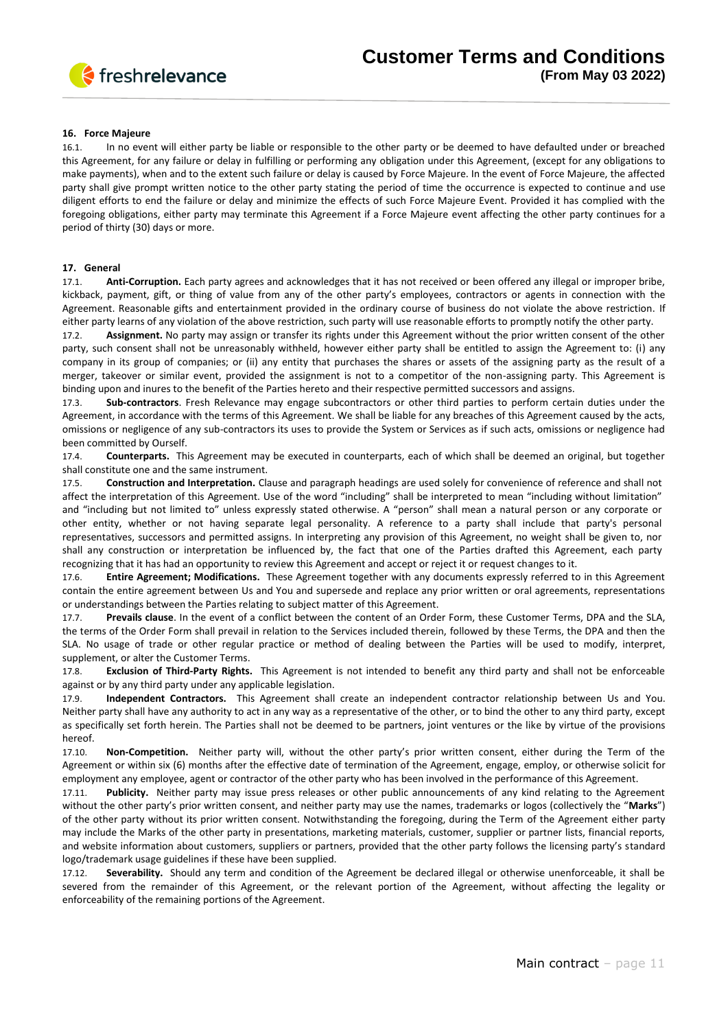## 16. Force Majeure

16.1. In no event will either party be liable or responsible to the other party or be deemed to have defaulted under or breached this Agreement, for any failure or delay in fulfilling or performing any obligation under this Agreement, (except for any obligations to make payments), when and to the extent such failure or delay is caused by Force Majeure. In the event of Force Majeure, the affected party shall give prompt written notice to the other party stating the period of time the occurrence is expected to continue and use diligent efforts to end the failure or delay and minimize the effects of such Force Majeure Event. Provided it has complied with the foregoing obligations, either party may terminate this Agreement if a Force Majeure event affecting the other party continues for a period of thirty (30) days or more.

## 17. General

17.1. **Anti-Corruption.** Each party agrees and acknowledges that it has not received or been offered any illegal or improper bribe, kickback, payment, gift, or thing of value from any of the other party's employees, contractors or agents in connection with the Agreement. Reasonable gifts and entertainment provided in the ordinary course of business do not violate the above restriction. If either party learns of any violation of the above restriction, such party will use reasonable efforts to promptly notify the other party.

17.2. **Assignment.** No party may assign or transfer its rights under this Agreement without the prior written consent of the other party, such consent shall not be unreasonably withheld, however either party shall be entitled to assign the Agreement to: (i) any company in its group of companies; or (ii) any entity that purchases the shares or assets of the assigning party as the result of a merger, takeover or similar event, provided the assignment is not to a competitor of the non-assigning party. This Agreement is binding upon and inures to the benefit of the Parties hereto and their respective permitted successors and assigns.

17.3. **Sub-contractors**. Fresh Relevance may engage subcontractors or other third parties to perform certain duties under the Agreement, in accordance with the terms of this Agreement. We shall be liable for any breaches of this Agreement caused by the acts, omissions or negligence of any sub-contractors its uses to provide the System or Services as if such acts, omissions or negligence had been committed by Ourself.

17.4. **Counterparts.** This Agreement may be executed in counterparts, each of which shall be deemed an original, but together shall constitute one and the same instrument.

17.5. **Construction and Interpretation.** Clause and paragraph headings are used solely for convenience of reference and shall not affect the interpretation of this Agreement. Use of the word "including" shall be interpreted to mean "including without limitation" and "including but not limited to" unless expressly stated otherwise. A "person" shall mean a natural person or any corporate or other entity, whether or not having separate legal personality. A reference to a party shall include that party's personal representatives, successors and permitted assigns. In interpreting any provision of this Agreement, no weight shall be given to, nor shall any construction or interpretation be influenced by, the fact that one of the Parties drafted this Agreement, each party recognizing that it has had an opportunity to review this Agreement and accept or reject it or request changes to it.

17.6. **Entire Agreement; Modifications.** These Agreement together with any documents expressly referred to in this Agreement contain the entire agreement between Us and You and supersede and replace any prior written or oral agreements, representations or understandings between the Parties relating to subject matter of this Agreement.

17.7. **Prevails clause**. In the event of a conflict between the content of an Order Form, these Customer Terms, DPA and the SLA, the terms of the Order Form shall prevail in relation to the Services included therein, followed by these Terms, the DPA and then the SLA. No usage of trade or other regular practice or method of dealing between the Parties will be used to modify, interpret, supplement, or alter the Customer Terms.

17.8. **Exclusion of Third-Party Rights.** This Agreement is not intended to benefit any third party and shall not be enforceable against or by any third party under any applicable legislation.

17.9. **Independent Contractors.** This Agreement shall create an independent contractor relationship between Us and You. Neither party shall have any authority to act in any way as a representative of the other, or to bind the other to any third party, except as specifically set forth herein. The Parties shall not be deemed to be partners, joint ventures or the like by virtue of the provisions hereof.

17.10. **Non-Competition.** Neither party will, without the other party's prior written consent, either during the Term of the Agreement or within six (6) months after the effective date of termination of the Agreement, engage, employ, or otherwise solicit for employment any employee, agent or contractor of the other party who has been involved in the performance of this Agreement.

17.11. **Publicity.** Neither party may issue press releases or other public announcements of any kind relating to the Agreement without the other party's prior written consent, and neither party may use the names, trademarks or logos (collectively the "**Marks**") of the other party without its prior written consent. Notwithstanding the foregoing, during the Term of the Agreement either party may include the Marks of the other party in presentations, marketing materials, customer, supplier or partner lists, financial reports, and website information about customers, suppliers or partners, provided that the other party follows the licensing party's standard logo/trademark usage guidelines if these have been supplied.

17.12. **Severability.** Should any term and condition of the Agreement be declared illegal or otherwise unenforceable, it shall be severed from the remainder of this Agreement, or the relevant portion of the Agreement, without affecting the legality or enforceability of the remaining portions of the Agreement.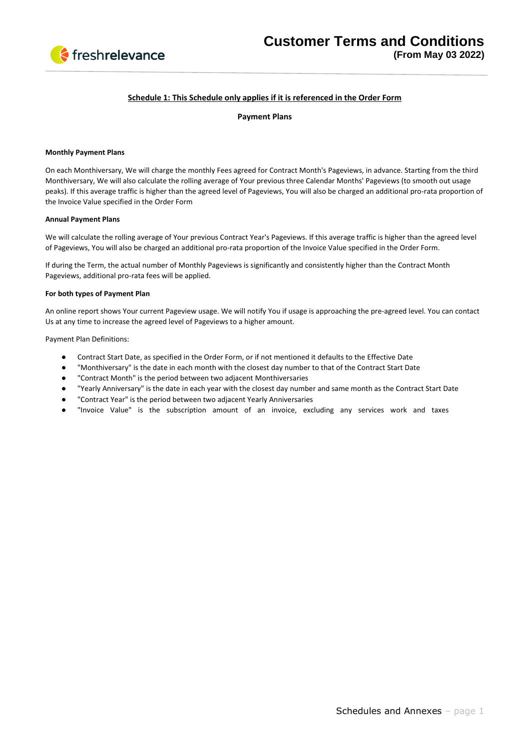**Schedule 1: This Schedule only applies if it is referenced in the Order Form**

**Payment Plans**

**Monthly Payment Plans**

On each Monthiversary, We will charge the monthly Fees agreed for Contract Month's Pageviews, in advance. Starting from the third Monthiversary, We will also calculate the rolling average of Your previous three Calendar Months' Pageviews (to smooth out usage peaks). If this average traffic is higher than the agreed level of Pageviews, You will also be charged an additional pro-rata proportion of the Invoice Value specified in the Order Form

**Annual Payment Plans**

We will calculate the rolling average of Your previous Contract Year's Pageviews. If this average traffic is higher than the agreed level of Pageviews, You will also be charged an additional pro-rata proportion of the Invoice Value specified in the Order Form.

If during the Term, the actual number of Monthly Pageviews is significantly and consistently higher than the Contract Month Pageviews, additional pro-rata fees will be applied.

**For both types of Payment Plan**

An online report shows Your current Pageview usage. We will notify You if usage is approaching the pre-agreed level. You can contact Us at any time to increase the agreed level of Pageviews to a higher amount.

Payment Plan Definitions:

- Contract Start Date, as specified in the Order Form, or if not mentioned it defaults to the Effective Date
- "Monthiversary" is the date in each month with the closest day number to that of the Contract Start Date
- "Contract Month" is the period between two adjacent Monthiversaries
- "Yearly Anniversary" is the date in each year with the closest day number and same month as the Contract Start Date
- "Contract Year" is the period between two adjacent Yearly Anniversaries
- "Invoice Value" is the subscription amount of an invoice, excluding any services work and taxes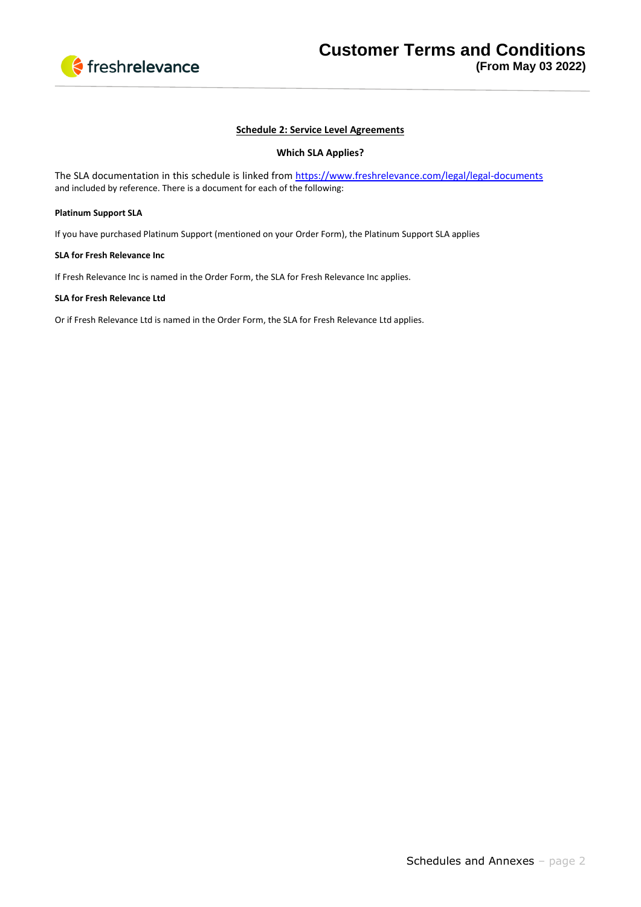## Schedule 2: Service Level Agreements

### Which SLA Applies?

The SLA documentation in this schedule is linked from [https://www.freshrelevance.com/legal/legal-documents](https://www.freshrelevance.com/legal/legal-documents) and included by reference. There is a document for each of the following:

**Platinum Support SLA**

If you have purchased Platinum Support (mentioned on your Order Form), the Platinum Support SLA applies

**SLA for Fresh Relevance Inc**

If Fresh Relevance Inc is named in the Order Form, the SLA for Fresh Relevance Inc applies.

**SLA for Fresh Relevance Ltd**

Or if Fresh Relevance Ltd is named in the Order Form, the SLA for Fresh Relevance Ltd applies.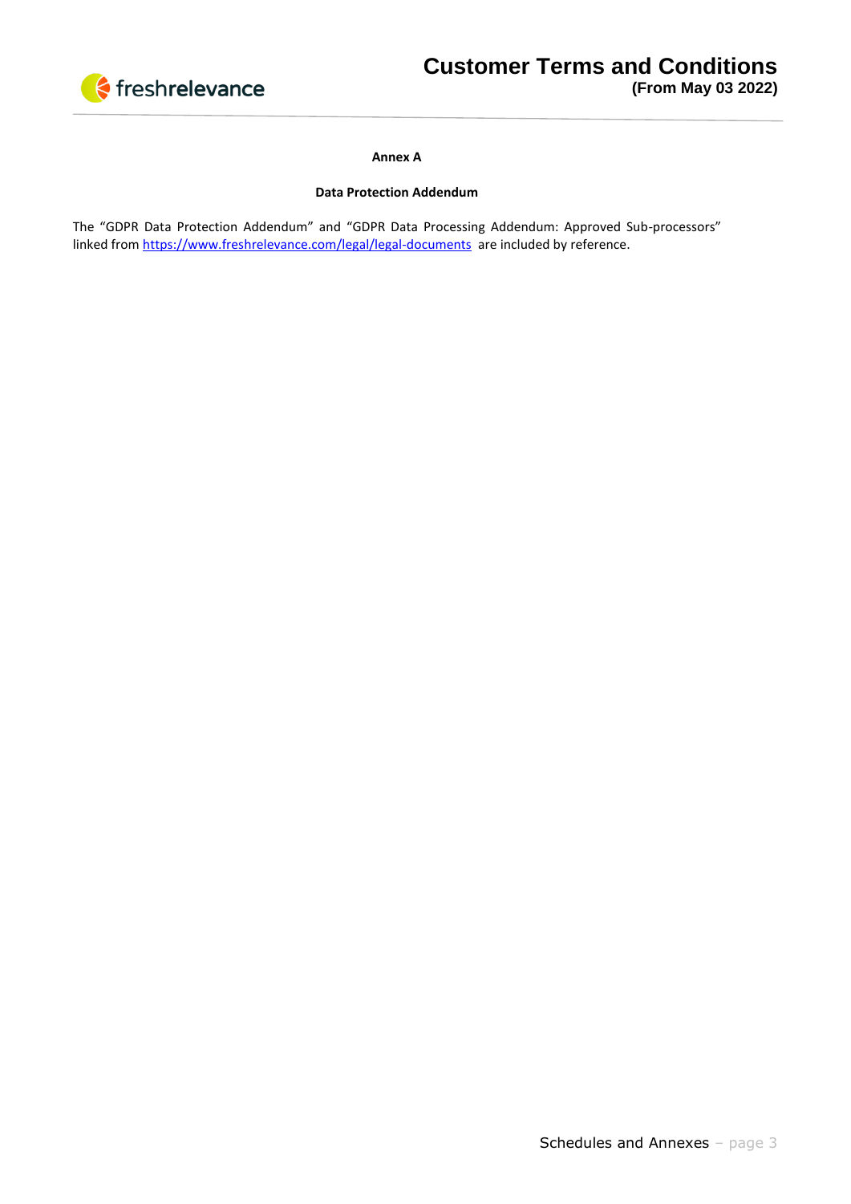**Annex A**

**Data Protection Addendum**

The "GDPR Data Protection Addendum" and "GDPR Data Processing Addendum: Approved Sub-processors" linked from https://www.freshrelevance.com/legal/legal-documents are included by reference.